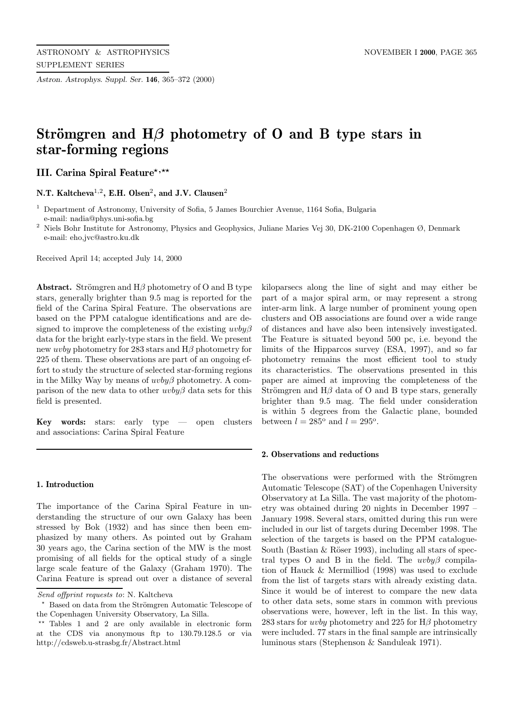# Strömgren and H$\beta$ photometry of O and B type stars in star-forming regions

## III. Carina Spiral Feature[⋆,⋆⋆]

**N.T. Kaltcheva[1,2], E.H. Olsen[2], and J.V. Clausen[2]**

[1] Department of Astronomy, University of Sofia, 5 James Bourchier Avenue, 1164 Sofia, Bulgaria
e-mail: nadia@phys.uni-sofia.bg

[2] Niels Bohr Institute for Astronomy, Physics and Geophysics, Juliane Maries Vej 30, DK-2100 Copenhagen Ø, Denmark
e-mail: eho,jvc@astro.ku.dk

Received April 14; accepted July 14, 2000

**Abstract.** Strömgren and H$\beta$ photometry of O and B type stars, generally brighter than 9.5 mag is reported for the field of the Carina Spiral Feature. The observations are based on the PPM catalogue identifications and are designed to improve the completeness of the existing *uvby*$\beta$ data for the bright early-type stars in the field. We present new *uvby* photometry for 283 stars and H$\beta$ photometry for 225 of them. These observations are part of an ongoing effort to study the structure of selected star-forming regions in the Milky Way by means of *uvby*$\beta$ photometry. A comparison of the new data to other *uvby*$\beta$ data sets for this field is presented.

**Key words:** stars: early type — open clusters and associations: Carina Spiral Feature

### 1. Introduction

The importance of the Carina Spiral Feature in understanding the structure of our own Galaxy has been stressed by Bok (1932) and has since then been emphasized by many others. As pointed out by Graham 30 years ago, the Carina section of the MW is the most promising of all fields for the optical study of a single large scale feature of the Galaxy (Graham 1970). The Carina Feature is spread out over a distance of several kiloparsecs along the line of sight and may either be part of a major spiral arm, or may represent a strong inter-arm link. A large number of prominent young open clusters and OB associations are found over a wide range of distances and have also been intensively investigated. The Feature is situated beyond 500 pc, i.e. beyond the limits of the Hipparcos survey (ESA, 1997), and so far photometry remains the most efficient tool to study its characteristics. The observations presented in this paper are aimed at improving the completeness of the Strömgren and H$\beta$ data of O and B type stars, generally brighter than 9.5 mag. The field under consideration is within 5 degrees from the Galactic plane, bounded between $l = 285^{\rm o}$ and $l = 295^{\rm o}$.

### 2. Observations and reductions

The observations were performed with the Strömgren Automatic Telescope (SAT) of the Copenhagen University Observatory at La Silla. The vast majority of the photometry was obtained during 20 nights in December 1997 – January 1998. Several stars, omitted during this run were included in our list of targets during December 1998. The selection of the targets is based on the PPM catalogue-South (Bastian & Röser 1993), including all stars of spectral types O and B in the field. The *uvby*$\beta$ compilation of Hauck & Mermilliod (1998) was used to exclude from the list of targets stars with already existing data. Since it would be of interest to compare the new data to other data sets, some stars in common with previous observations were, however, left in the list. In this way, 283 stars for *uvby* photometry and 225 for H$\beta$ photometry were included. 77 stars in the final sample are intrinsically luminous stars (Stephenson & Sanduleak 1971).

---

*Send offprint requests to*: N. Kaltcheva

⋆ Based on data from the Strömgren Automatic Telescope of the Copenhagen University Observatory, La Silla.

⋆⋆ Tables 1 and 2 are only available in electronic form at the CDS via anonymous ftp to 130.79.128.5 or via http://cdsweb.u-strasbg.fr/Abstract.html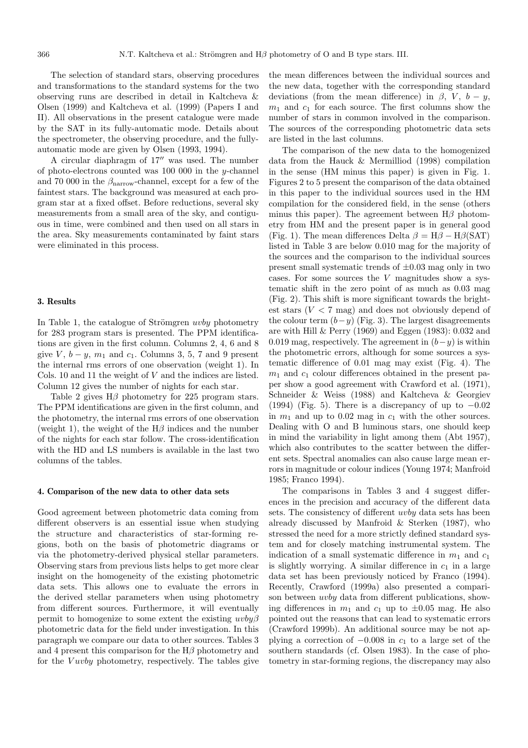The selection of standard stars, observing procedures and transformations to the standard systems for the two observing runs are described in detail in Kaltcheva & Olsen (1999) and Kaltcheva et al. (1999) (Papers I and II). All observations in the present catalogue were made by the SAT in its fully-automatic mode. Details about the spectrometer, the observing procedure, and the fully-automatic mode are given by Olsen (1993, 1994).

A circular diaphragm of 17″ was used. The number of photo-electrons counted was 100 000 in the $y$-channel and 70 000 in the $\beta_{\mathrm{narrow}}$-channel, except for a few of the faintest stars. The background was measured at each program star at a fixed offset. Before reductions, several sky measurements from a small area of the sky, and contiguous in time, were combined and then used on all stars in the area. Sky measurements contaminated by faint stars were eliminated in this process.

## 3. Results

In Table 1, the catalogue of Strömgren *uvby* photometry for 283 program stars is presented. The PPM identifications are given in the first column. Columns 2, 4, 6 and 8 give $V$, $b-y$, $m_1$ and $c_1$. Columns 3, 5, 7 and 9 present the internal rms errors of one observation (weight 1). In Cols. 10 and 11 the weight of $V$ and the indices are listed. Column 12 gives the number of nights for each star.

Table 2 gives H$\beta$ photometry for 225 program stars. The PPM identifications are given in the first column, and the photometry, the internal rms errors of one observation (weight 1), the weight of the H$\beta$ indices and the number of the nights for each star follow. The cross-identification with the HD and LS numbers is available in the last two columns of the tables.

## 4. Comparison of the new data to other data sets

Good agreement between photometric data coming from different observers is an essential issue when studying the structure and characteristics of star-forming regions, both on the basis of photometric diagrams or via the photometry-derived physical stellar parameters. Observing stars from previous lists helps to get more clear insight on the homogeneity of the existing photometric data sets. This allows one to evaluate the errors in the derived stellar parameters when using photometry from different sources. Furthermore, it will eventually permit to homogenize to some extent the existing *uvby*$\beta$ photometric data for the field under investigation. In this paragraph we compare our data to other sources. Tables 3 and 4 present this comparison for the H$\beta$ photometry and for the $V$*uvby* photometry, respectively. The tables give the mean differences between the individual sources and the new data, together with the corresponding standard deviations (from the mean difference) in $\beta$, $V$, $b-y$, $m_1$ and $c_1$ for each source. The first columns show the number of stars in common involved in the comparison. The sources of the corresponding photometric data sets are listed in the last columns.

The comparison of the new data to the homogenized data from the Hauck & Mermilliod (1998) compilation in the sense (HM minus this paper) is given in Fig. 1. Figures 2 to 5 present the comparison of the data obtained in this paper to the individual sources used in the HM compilation for the considered field, in the sense (others minus this paper). The agreement between H$\beta$ photometry from HM and the present paper is in general good (Fig. 1). The mean differences Delta $\beta$ = H$\beta$ − H$\beta$(SAT) listed in Table 3 are below 0.010 mag for the majority of the sources and the comparison to the individual sources present small systematic trends of $\pm 0.03$ mag only in two cases. For some sources the $V$ magnitudes show a systematic shift in the zero point of as much as 0.03 mag (Fig. 2). This shift is more significant towards the brightest stars ($V < 7$ mag) and does not obviously depend of the colour term $(b-y)$ (Fig. 3). The largest disagreements are with Hill & Perry (1969) and Eggen (1983): 0.032 and 0.019 mag, respectively. The agreement in $(b-y)$ is within the photometric errors, although for some sources a systematic difference of 0.01 mag may exist (Fig. 4). The $m_1$ and $c_1$ colour differences obtained in the present paper show a good agreement with Crawford et al. (1971), Schneider & Weiss (1988) and Kaltcheva & Georgiev (1994) (Fig. 5). There is a discrepancy of up to $-0.02$ in $m_1$ and up to 0.02 mag in $c_1$ with the other sources. Dealing with O and B luminous stars, one should keep in mind the variability in light among them (Abt 1957), which also contributes to the scatter between the different sets. Spectral anomalies can also cause large mean errors in magnitude or colour indices (Young 1974; Manfroid 1985; Franco 1994).

The comparisons in Tables 3 and 4 suggest differences in the precision and accuracy of the different data sets. The consistency of different *uvby* data sets has been already discussed by Manfroid & Sterken (1987), who stressed the need for a more strictly defined standard system and for closely matching instrumental system. The indication of a small systematic difference in $m_1$ and $c_1$ is slightly worrying. A similar difference in $c_1$ in a large data set has been previously noticed by Franco (1994). Recently, Crawford (1999a) also presented a comparison between *uvby* data from different publications, showing differences in $m_1$ and $c_1$ up to $\pm 0.05$ mag. He also pointed out the reasons that can lead to systematic errors (Crawford 1999b). An additional source may be not applying a correction of $-0.008$ in $c_1$ to a large set of the southern standards (cf. Olsen 1983). In the case of photometry in star-forming regions, the discrepancy may also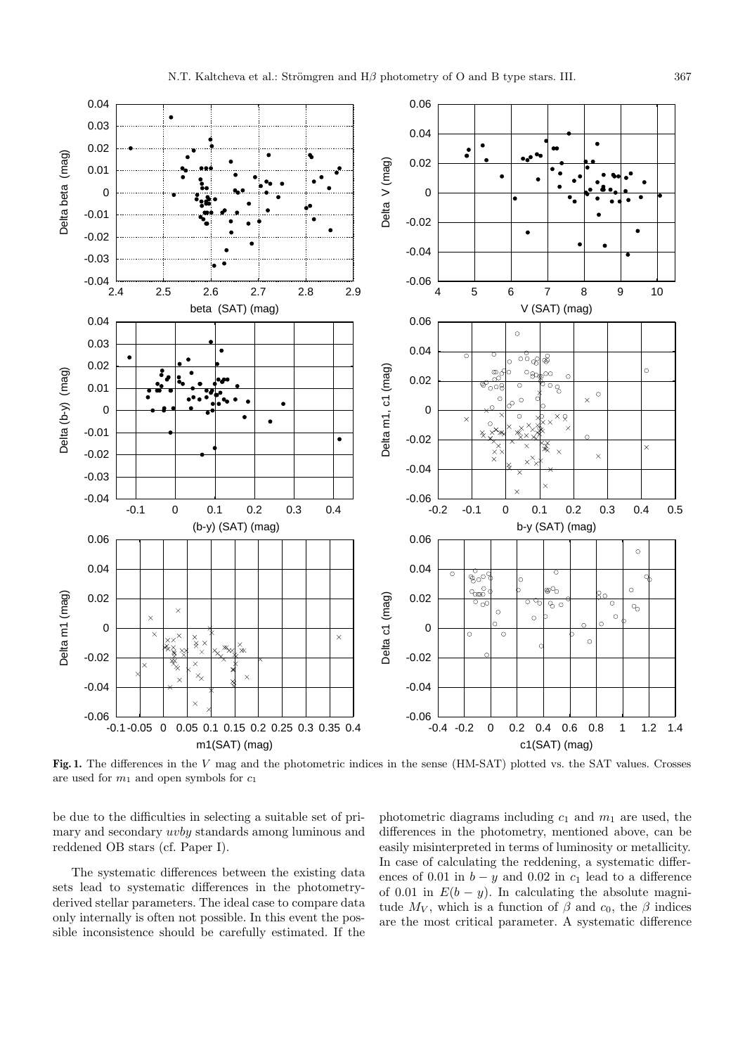**Fig. 1.** The differences in the $V$ mag and the photometric indices in the sense (HM-SAT) plotted vs. the SAT values. Crosses are used for $m_1$ and open symbols for $c_1$

be due to the difficulties in selecting a suitable set of primary and secondary $uvby$ standards among luminous and reddened OB stars (cf. Paper I).

The systematic differences between the existing data sets lead to systematic differences in the photometry-derived stellar parameters. The ideal case to compare data only internally is often not possible. In this event the possible inconsistence should be carefully estimated. If the photometric diagrams including $c_1$ and $m_1$ are used, the differences in the photometry, mentioned above, can be easily misinterpreted in terms of luminosity or metallicity. In case of calculating the reddening, a systematic differences of 0.01 in $b-y$ and 0.02 in $c_1$ lead to a difference of 0.01 in $E(b-y)$. In calculating the absolute magnitude $M_V$, which is a function of $\beta$ and $c_0$, the $\beta$ indices are the most critical parameter. A systematic difference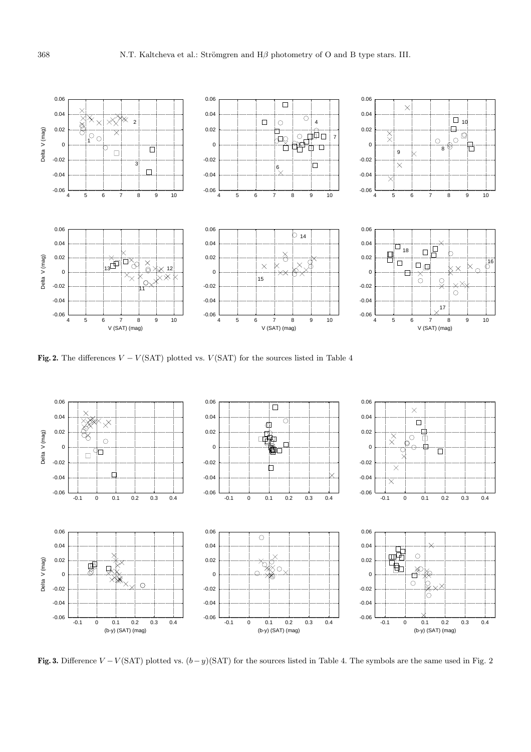**Fig. 2.** The differences $V - V(\mathrm{SAT})$ plotted vs. $V(\mathrm{SAT})$ for the sources listed in Table 4

**Fig. 3.** Difference $V - V(\mathrm{SAT})$ plotted vs. $(b-y)(\mathrm{SAT})$ for the sources listed in Table 4. The symbols are the same used in Fig. 2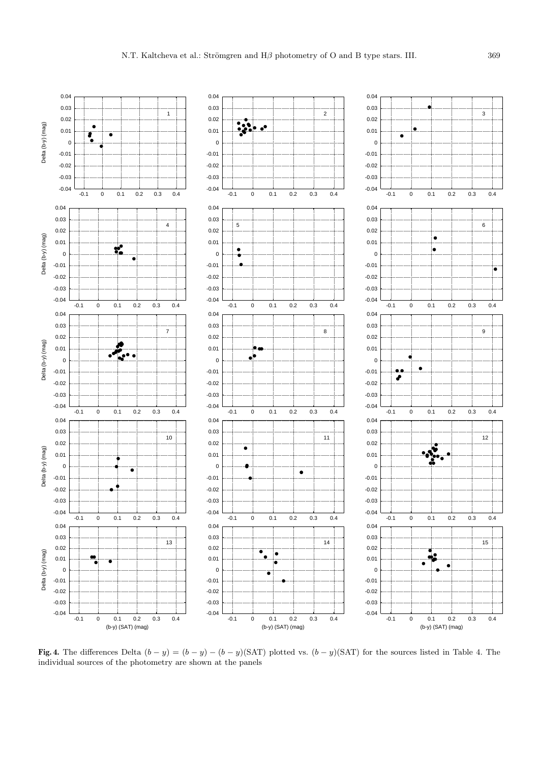**Fig. 4.** The differences Delta $(b-y) = (b-y) - (b-y)$(SAT) plotted vs. $(b-y)$(SAT) for the sources listed in Table 4. The individual sources of the photometry are shown at the panels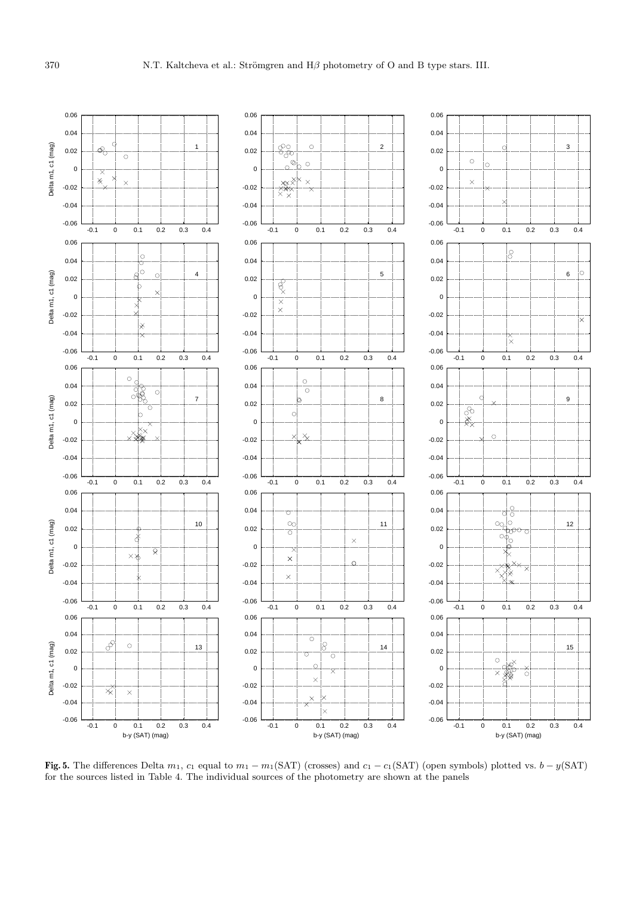**Fig. 5.** The differences Delta $m_1$, $c_1$ equal to $m_1 - m_1$(SAT) (crosses) and $c_1 - c_1$(SAT) (open symbols) plotted vs. $b - y$(SAT) for the sources listed in Table 4. The individual sources of the photometry are shown at the panels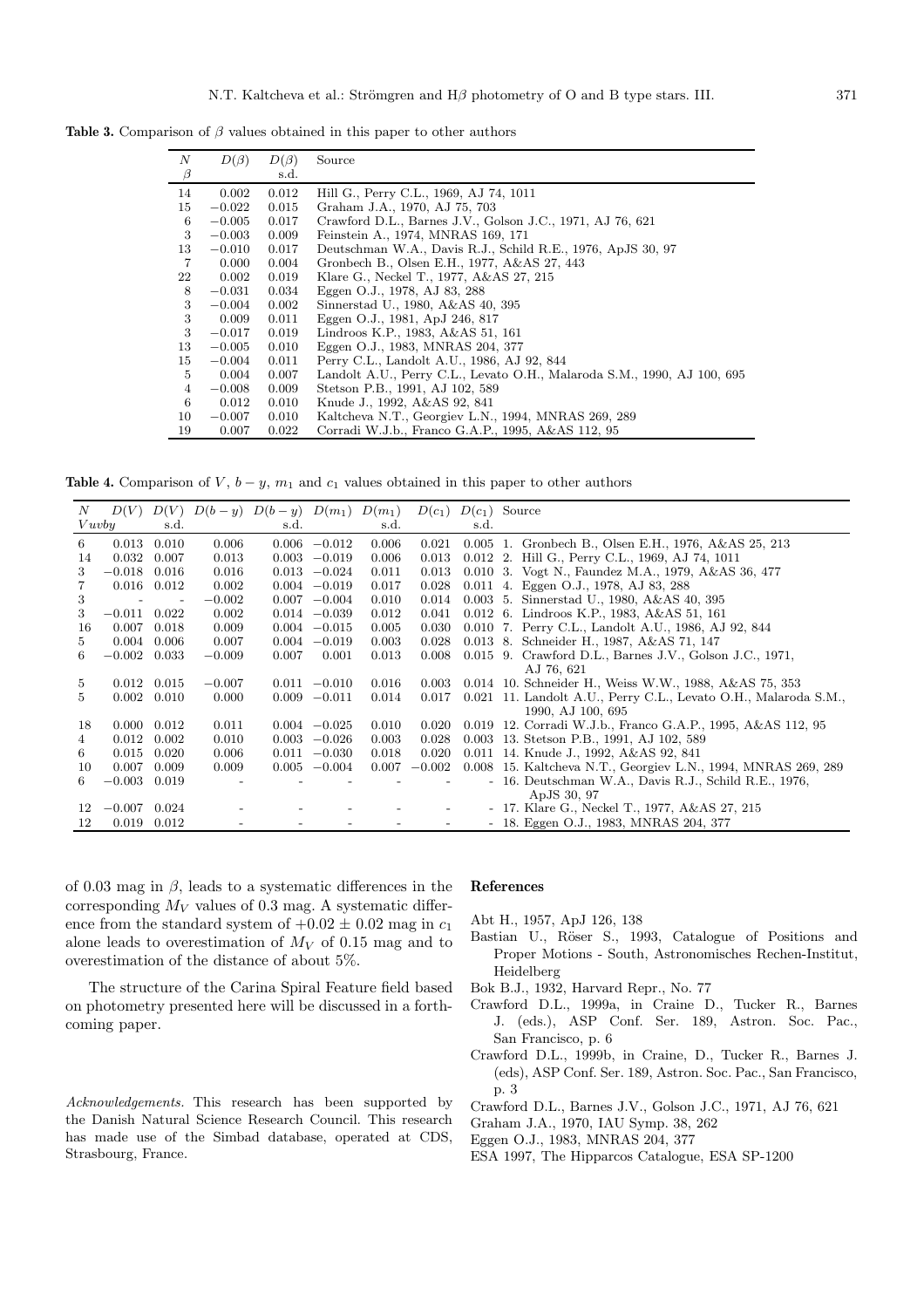**Table 3.** Comparison of $\beta$ values obtained in this paper to other authors

| $N$ $\beta$ | $D(\beta)$ | $D(\beta)$ s.d. | Source |
|---|---|---|---|
| 14 | 0.002 | 0.012 | Hill G., Perry C.L., 1969, AJ 74, 1011 |
| 15 | $-0.022$ | 0.015 | Graham J.A., 1970, AJ 75, 703 |
| 6 | $-0.005$ | 0.017 | Crawford D.L., Barnes J.V., Golson J.C., 1971, AJ 76, 621 |
| 3 | $-0.003$ | 0.009 | Feinstein A., 1974, MNRAS 169, 171 |
| 13 | $-0.010$ | 0.017 | Deutschman W.A., Davis R.J., Schild R.E., 1976, ApJS 30, 97 |
| 7 | 0.000 | 0.004 | Gronbech B., Olsen E.H., 1977, A&AS 27, 443 |
| 22 | 0.002 | 0.019 | Klare G., Neckel T., 1977, A&AS 27, 215 |
| 8 | $-0.031$ | 0.034 | Eggen O.J., 1978, AJ 83, 288 |
| 3 | $-0.004$ | 0.002 | Sinnerstad U., 1980, A&AS 40, 395 |
| 3 | 0.009 | 0.011 | Eggen O.J., 1981, ApJ 246, 817 |
| 3 | $-0.017$ | 0.019 | Lindroos K.P., 1983, A&AS 51, 161 |
| 13 | $-0.005$ | 0.010 | Eggen O.J., 1983, MNRAS 204, 377 |
| 15 | $-0.004$ | 0.011 | Perry C.L., Landolt A.U., 1986, AJ 92, 844 |
| 5 | 0.004 | 0.007 | Landolt A.U., Perry C.L., Levato O.H., Malaroda S.M., 1990, AJ 100, 695 |
| 4 | $-0.008$ | 0.009 | Stetson P.B., 1991, AJ 102, 589 |
| 6 | 0.012 | 0.010 | Knude J., 1992, A&AS 92, 841 |
| 10 | $-0.007$ | 0.010 | Kaltcheva N.T., Georgiev L.N., 1994, MNRAS 269, 289 |
| 19 | 0.007 | 0.022 | Corradi W.J.b., Franco G.A.P., 1995, A&AS 112, 95 |

**Table 4.** Comparison of $V$, $b-y$, $m_1$ and $c_1$ values obtained in this paper to other authors

| $N$ $Vuvby$ | $D(V)$ | $D(V)$ s.d. | $D(b-y)$ | $D(b-y)$ s.d. | $D(m_1)$ | $D(m_1)$ s.d. | $D(c_1)$ | $D(c_1)$ s.d. | Source |
|---|---|---|---|---|---|---|---|---|---|
| 6 | 0.013 | 0.010 | 0.006 | 0.006 | $-0.012$ | 0.006 | 0.021 | 0.005 | 1. Gronbech B., Olsen E.H., 1976, A&AS 25, 213 |
| 14 | 0.032 | 0.007 | 0.013 | 0.003 | $-0.019$ | 0.006 | 0.013 | 0.012 | 2. Hill G., Perry C.L., 1969, AJ 74, 1011 |
| 3 | $-0.018$ | 0.016 | 0.016 | 0.013 | $-0.024$ | 0.011 | 0.013 | 0.010 | 3. Vogt N., Faundez M.A., 1979, A&AS 36, 477 |
| 7 | 0.016 | 0.012 | 0.002 | 0.004 | $-0.019$ | 0.017 | 0.028 | 0.011 | 4. Eggen O.J., 1978, AJ 83, 288 |
| 3 | - | - | $-0.002$ | 0.007 | $-0.004$ | 0.010 | 0.014 | 0.003 | 5. Sinnerstad U., 1980, A&AS 40, 395 |
| 3 | $-0.011$ | 0.022 | 0.002 | 0.014 | $-0.039$ | 0.012 | 0.041 | 0.012 | 6. Lindroos K.P., 1983, A&AS 51, 161 |
| 16 | 0.007 | 0.018 | 0.009 | 0.004 | $-0.015$ | 0.005 | 0.030 | 0.010 | 7. Perry C.L., Landolt A.U., 1986, AJ 92, 844 |
| 5 | 0.004 | 0.006 | 0.007 | 0.004 | $-0.019$ | 0.003 | 0.028 | 0.013 | 8. Schneider H., 1987, A&AS 71, 147 |
| 6 | $-0.002$ | 0.033 | $-0.009$ | 0.007 | 0.001 | 0.013 | 0.008 | 0.015 | 9. Crawford D.L., Barnes J.V., Golson J.C., 1971, AJ 76, 621 |
| 5 | 0.012 | 0.015 | $-0.007$ | 0.011 | $-0.010$ | 0.016 | 0.003 | 0.014 | 10. Schneider H., Weiss W.W., 1988, A&AS 75, 353 |
| 5 | 0.002 | 0.010 | 0.000 | 0.009 | $-0.011$ | 0.014 | 0.017 | 0.021 | 11. Landolt A.U., Perry C.L., Levato O.H., Malaroda S.M., 1990, AJ 100, 695 |
| 18 | 0.000 | 0.012 | 0.011 | 0.004 | $-0.025$ | 0.010 | 0.020 | 0.019 | 12. Corradi W.J.b., Franco G.A.P., 1995, A&AS 112, 95 |
| 4 | 0.012 | 0.002 | 0.010 | 0.003 | $-0.026$ | 0.003 | 0.028 | 0.003 | 13. Stetson P.B., 1991, AJ 102, 589 |
| 6 | 0.015 | 0.020 | 0.006 | 0.011 | $-0.030$ | 0.018 | 0.020 | 0.011 | 14. Knude J., 1992, A&AS 92, 841 |
| 10 | 0.007 | 0.009 | 0.009 | 0.005 | $-0.004$ | 0.007 | $-0.002$ | 0.008 | 15. Kaltcheva N.T., Georgiev L.N., 1994, MNRAS 269, 289 |
| 6 | $-0.003$ | 0.019 | - | - | - | - | - | - | 16. Deutschman W.A., Davis R.J., Schild R.E., 1976, ApJS 30, 97 |
| 12 | $-0.007$ | 0.024 | - | - | - | - | - | - | 17. Klare G., Neckel T., 1977, A&AS 27, 215 |
| 12 | 0.019 | 0.012 | - | - | - | - | - | - | 18. Eggen O.J., 1983, MNRAS 204, 377 |

of 0.03 mag in $\beta$, leads to a systematic differences in the corresponding $M_V$ values of 0.3 mag. A systematic difference from the standard system of $+0.02 \pm 0.02$ mag in $c_1$ alone leads to overestimation of $M_V$ of 0.15 mag and to overestimation of the distance of about 5%.

The structure of the Carina Spiral Feature field based on photometry presented here will be discussed in a forthcoming paper.

*Acknowledgements.* This research has been supported by the Danish Natural Science Research Council. This research has made use of the Simbad database, operated at CDS, Strasbourg, France.

## References

Abt H., 1957, ApJ 126, 138

Bastian U., Röser S., 1993, Catalogue of Positions and Proper Motions - South, Astronomisches Rechen-Institut, Heidelberg

Bok B.J., 1932, Harvard Repr., No. 77

Crawford D.L., 1999a, in Craine D., Tucker R., Barnes J. (eds.), ASP Conf. Ser. 189, Astron. Soc. Pac., San Francisco, p. 6

Crawford D.L., 1999b, in Craine, D., Tucker R., Barnes J. (eds), ASP Conf. Ser. 189, Astron. Soc. Pac., San Francisco, p. 3

Crawford D.L., Barnes J.V., Golson J.C., 1971, AJ 76, 621

Graham J.A., 1970, IAU Symp. 38, 262

Eggen O.J., 1983, MNRAS 204, 377

ESA 1997, The Hipparcos Catalogue, ESA SP-1200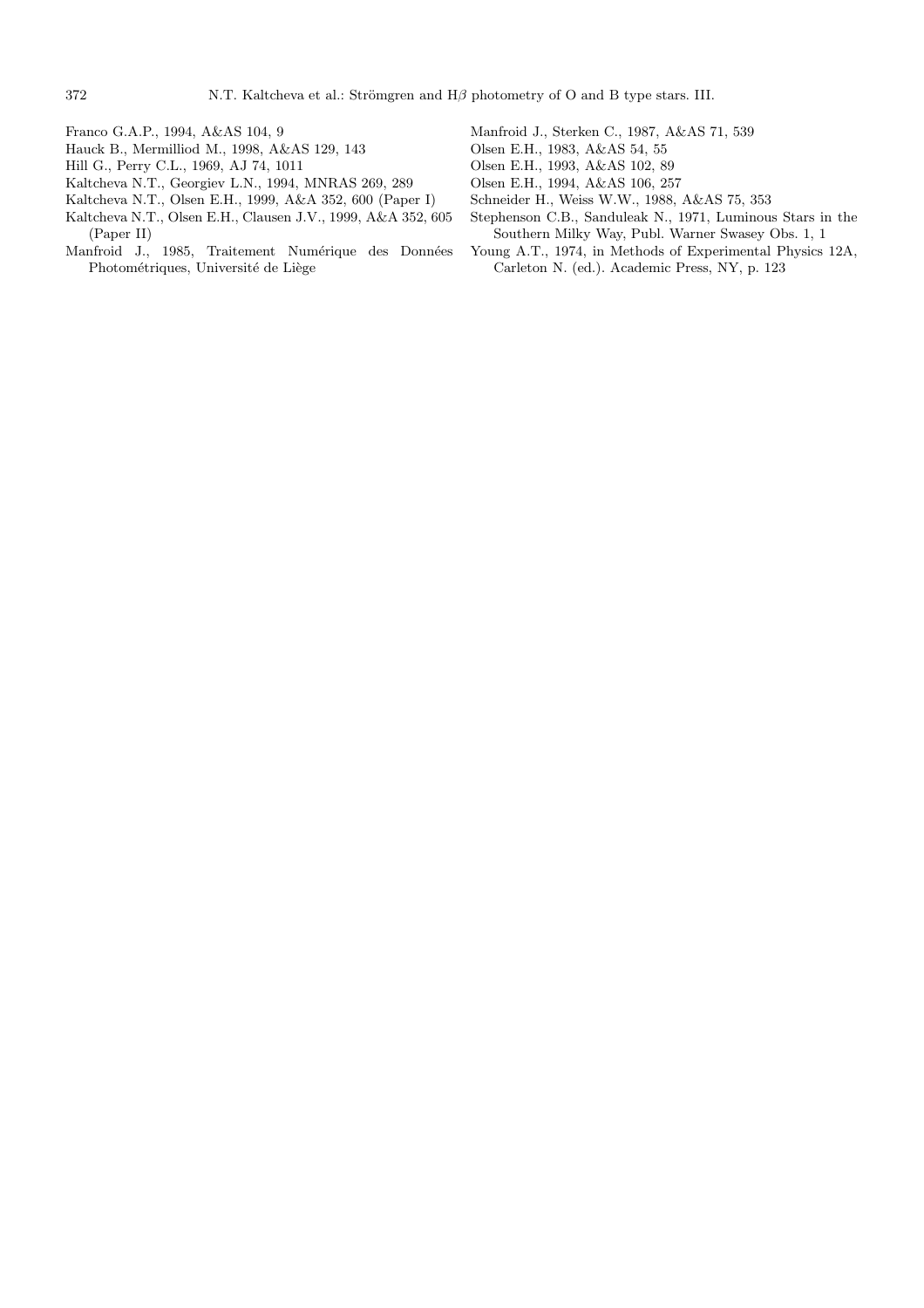Franco G.A.P., 1994, A&AS 104, 9

Hauck B., Mermilliod M., 1998, A&AS 129, 143

Hill G., Perry C.L., 1969, AJ 74, 1011

Kaltcheva N.T., Georgiev L.N., 1994, MNRAS 269, 289

Kaltcheva N.T., Olsen E.H., 1999, A&A 352, 600 (Paper I)

Kaltcheva N.T., Olsen E.H., Clausen J.V., 1999, A&A 352, 605 (Paper II)

Manfroid J., 1985, Traitement Numérique des Données Photométriques, Université de Liège

Manfroid J., Sterken C., 1987, A&AS 71, 539

Olsen E.H., 1983, A&AS 54, 55

Olsen E.H., 1993, A&AS 102, 89

Olsen E.H., 1994, A&AS 106, 257

Schneider H., Weiss W.W., 1988, A&AS 75, 353

Stephenson C.B., Sanduleak N., 1971, Luminous Stars in the Southern Milky Way, Publ. Warner Swasey Obs. 1, 1

Young A.T., 1974, in Methods of Experimental Physics 12A, Carleton N. (ed.). Academic Press, NY, p. 123